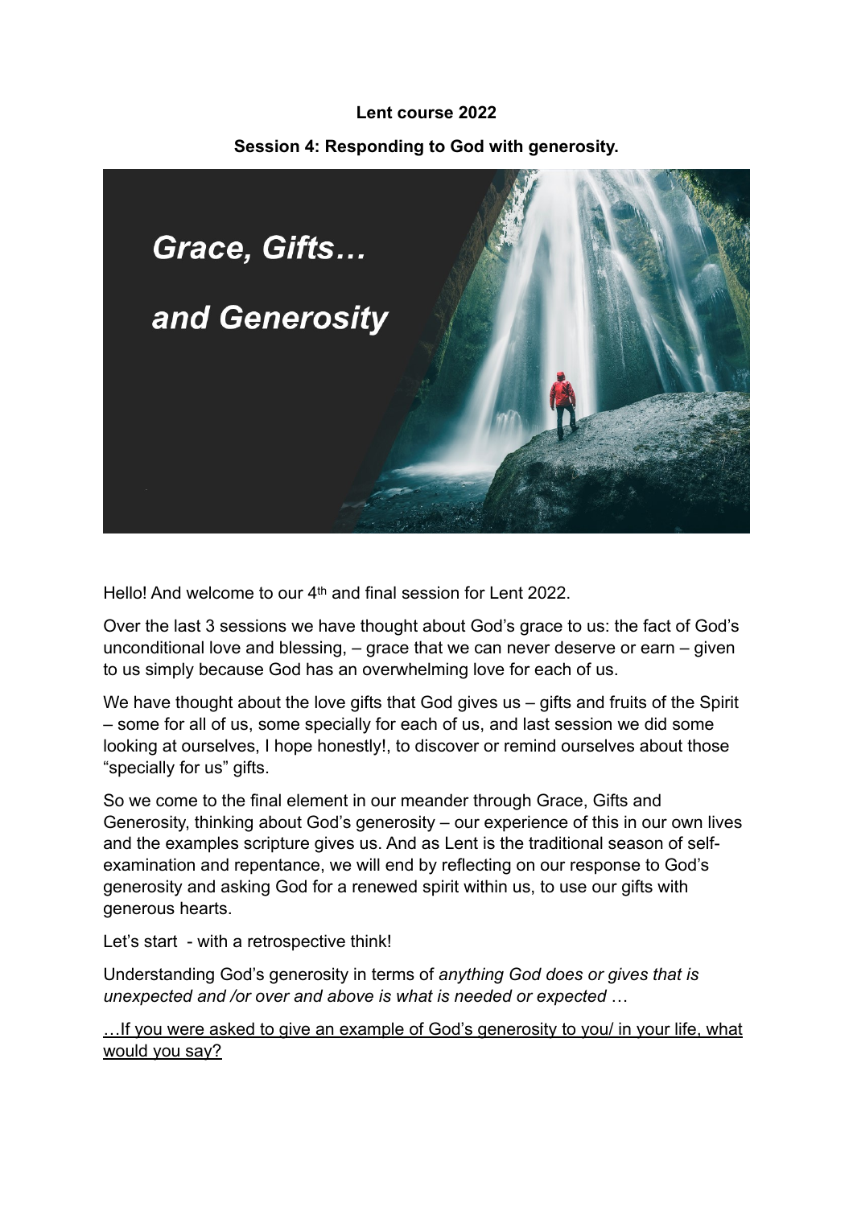**Lent course 2022**

**Session 4: Responding to God with generosity.**

*Grace, Gifts…*

*and Generosity*

Hello! And welcome to our 4th and final session for Lent 2022.

Over the last 3 sessions we have thought about God's grace to us: the fact of God's unconditional love and blessing, – grace that we can never deserve or earn – given to us simply because God has an overwhelming love for each of us.

We have thought about the love gifts that God gives us – gifts and fruits of the Spirit – some for all of us, some specially for each of us, and last session we did some looking at ourselves, I hope honestly!, to discover or remind ourselves about those "specially for us" gifts.

So we come to the final element in our meander through Grace, Gifts and Generosity, thinking about God's generosity – our experience of this in our own lives and the examples scripture gives us. And as Lent is the traditional season of self-examination and repentance, we will end by reflecting on our response to God's generosity and asking God for a renewed spirit within us, to use our gifts with generous hearts.

Let's start - with a retrospective think!

Understanding God's generosity in terms of *anything God does or gives that is unexpected and /or over and above is what is needed or expected* …

<u>…If you were asked to give an example of God's generosity to you/ in your life, what would you say?</u>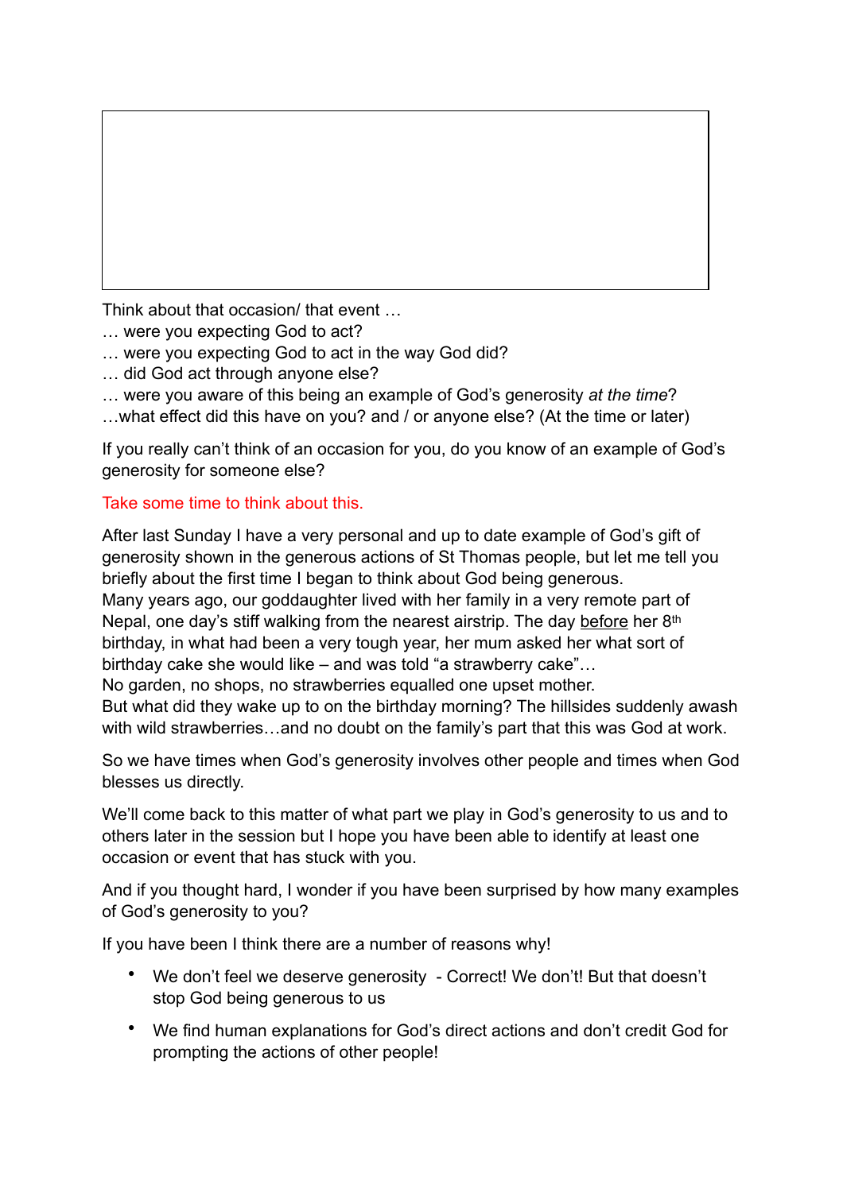Think about that occasion/ that event …
… were you expecting God to act?
… were you expecting God to act in the way God did?
… did God act through anyone else?
… were you aware of this being an example of God's generosity *at the time*?
…what effect did this have on you? and / or anyone else? (At the time or later)

If you really can't think of an occasion for you, do you know of an example of God's generosity for someone else?

Take some time to think about this.

After last Sunday I have a very personal and up to date example of God's gift of generosity shown in the generous actions of St Thomas people, but let me tell you briefly about the first time I began to think about God being generous.
Many years ago, our goddaughter lived with her family in a very remote part of Nepal, one day's stiff walking from the nearest airstrip. The day before her 8th birthday, in what had been a very tough year, her mum asked her what sort of birthday cake she would like – and was told "a strawberry cake"…
No garden, no shops, no strawberries equalled one upset mother.
But what did they wake up to on the birthday morning? The hillsides suddenly awash with wild strawberries…and no doubt on the family's part that this was God at work.

So we have times when God's generosity involves other people and times when God blesses us directly.

We'll come back to this matter of what part we play in God's generosity to us and to others later in the session but I hope you have been able to identify at least one occasion or event that has stuck with you.

And if you thought hard, I wonder if you have been surprised by how many examples of God's generosity to you?

If you have been I think there are a number of reasons why!

- We don't feel we deserve generosity - Correct! We don't! But that doesn't stop God being generous to us
- We find human explanations for God's direct actions and don't credit God for prompting the actions of other people!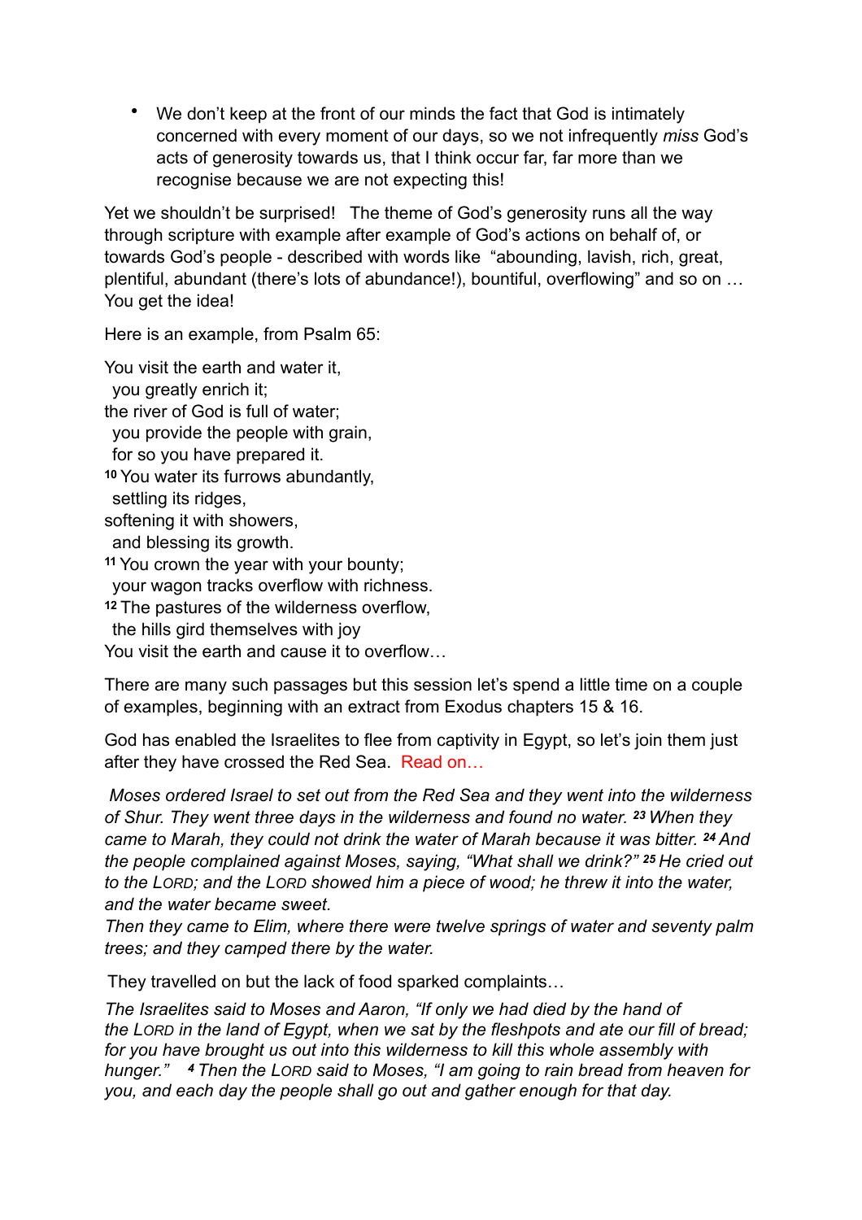- We don't keep at the front of our minds the fact that God is intimately concerned with every moment of our days, so we not infrequently *miss* God's acts of generosity towards us, that I think occur far, far more than we recognise because we are not expecting this!

Yet we shouldn't be surprised!   The theme of God's generosity runs all the way through scripture with example after example of God's actions on behalf of, or towards God's people - described with words like "abounding, lavish, rich, great, plentiful, abundant (there's lots of abundance!), bountiful, overflowing" and so on … You get the idea!

Here is an example, from Psalm 65:

You visit the earth and water it,  
  you greatly enrich it;  
the river of God is full of water;  
  you provide the people with grain,  
  for so you have prepared it.  
[10] You water its furrows abundantly,  
  settling its ridges,  
softening it with showers,  
  and blessing its growth.  
[11] You crown the year with your bounty;  
  your wagon tracks overflow with richness.  
[12] The pastures of the wilderness overflow,  
  the hills gird themselves with joy  
You visit the earth and cause it to overflow…

There are many such passages but this session let's spend a little time on a couple of examples, beginning with an extract from Exodus chapters 15 & 16.

God has enabled the Israelites to flee from captivity in Egypt, so let's join them just after they have crossed the Red Sea. Read on…

*Moses ordered Israel to set out from the Red Sea and they went into the wilderness of Shur. They went three days in the wilderness and found no water. [23] When they came to Marah, they could not drink the water of Marah because it was bitter. [24] And the people complained against Moses, saying, "What shall we drink?" [25] He cried out to the LORD; and the LORD showed him a piece of wood; he threw it into the water, and the water became sweet.*  
*Then they came to Elim, where there were twelve springs of water and seventy palm trees; and they camped there by the water.*

They travelled on but the lack of food sparked complaints…

*The Israelites said to Moses and Aaron, "If only we had died by the hand of the LORD in the land of Egypt, when we sat by the fleshpots and ate our fill of bread; for you have brought us out into this wilderness to kill this whole assembly with hunger."   [4] Then the LORD said to Moses, "I am going to rain bread from heaven for you, and each day the people shall go out and gather enough for that day.*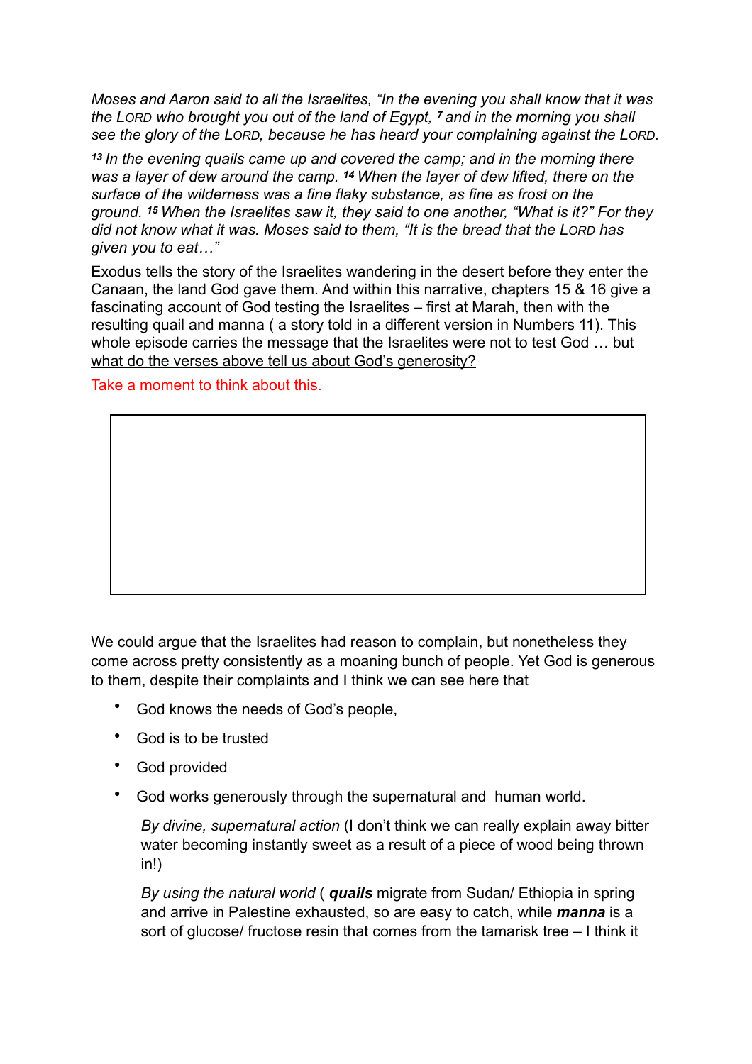*Moses and Aaron said to all the Israelites, "In the evening you shall know that it was the LORD who brought you out of the land of Egypt, [7] and in the morning you shall see the glory of the LORD, because he has heard your complaining against the LORD.*

*[13] In the evening quails came up and covered the camp; and in the morning there was a layer of dew around the camp. [14] When the layer of dew lifted, there on the surface of the wilderness was a fine flaky substance, as fine as frost on the ground. [15] When the Israelites saw it, they said to one another, "What is it?" For they did not know what it was. Moses said to them, "It is the bread that the LORD has given you to eat…"*

Exodus tells the story of the Israelites wandering in the desert before they enter the Canaan, the land God gave them. And within this narrative, chapters 15 & 16 give a fascinating account of God testing the Israelites – first at Marah, then with the resulting quail and manna ( a story told in a different version in Numbers 11). This whole episode carries the message that the Israelites were not to test God … but <u>what do the verses above tell us about God's generosity?</u>

Take a moment to think about this.

We could argue that the Israelites had reason to complain, but nonetheless they come across pretty consistently as a moaning bunch of people. Yet God is generous to them, despite their complaints and I think we can see here that

- God knows the needs of God's people,
- God is to be trusted
- God provided
- God works generously through the supernatural and human world.

  *By divine, supernatural action* (I don't think we can really explain away bitter water becoming instantly sweet as a result of a piece of wood being thrown in!)

  *By using the natural world* ( ***quails*** migrate from Sudan/ Ethiopia in spring and arrive in Palestine exhausted, so are easy to catch, while ***manna*** is a sort of glucose/ fructose resin that comes from the tamarisk tree – I think it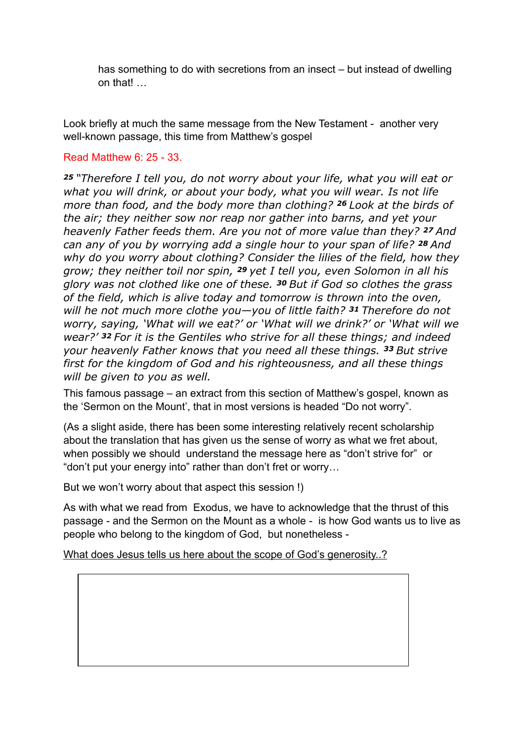has something to do with secretions from an insect – but instead of dwelling on that! …

Look briefly at much the same message from the New Testament - another very well-known passage, this time from Matthew's gospel

Read Matthew 6: 25 - 33.

*[25] "Therefore I tell you, do not worry about your life, what you will eat or what you will drink, or about your body, what you will wear. Is not life more than food, and the body more than clothing? [26] Look at the birds of the air; they neither sow nor reap nor gather into barns, and yet your heavenly Father feeds them. Are you not of more value than they? [27] And can any of you by worrying add a single hour to your span of life? [28] And why do you worry about clothing? Consider the lilies of the field, how they grow; they neither toil nor spin, [29] yet I tell you, even Solomon in all his glory was not clothed like one of these. [30] But if God so clothes the grass of the field, which is alive today and tomorrow is thrown into the oven, will he not much more clothe you—you of little faith? [31] Therefore do not worry, saying, 'What will we eat?' or 'What will we drink?' or 'What will we wear?' [32] For it is the Gentiles who strive for all these things; and indeed your heavenly Father knows that you need all these things. [33] But strive first for the kingdom of God and his righteousness, and all these things will be given to you as well.*

This famous passage – an extract from this section of Matthew's gospel, known as the 'Sermon on the Mount', that in most versions is headed "Do not worry".

(As a slight aside, there has been some interesting relatively recent scholarship about the translation that has given us the sense of worry as what we fret about, when possibly we should understand the message here as "don't strive for" or "don't put your energy into" rather than don't fret or worry…

But we won't worry about that aspect this session !)

As with what we read from Exodus, we have to acknowledge that the thrust of this passage - and the Sermon on the Mount as a whole - is how God wants us to live as people who belong to the kingdom of God, but nonetheless -

<u>What does Jesus tells us here about the scope of God's generosity..?</u>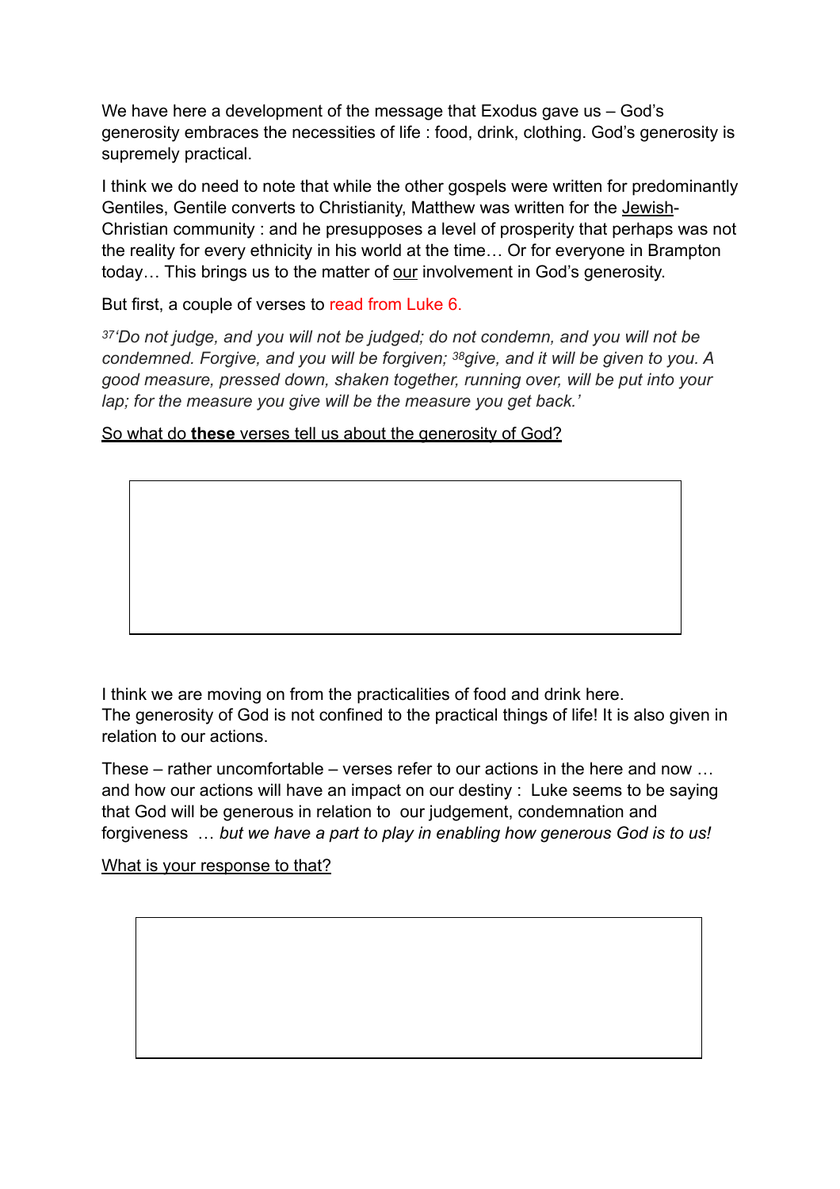We have here a development of the message that Exodus gave us – God's generosity embraces the necessities of life : food, drink, clothing. God's generosity is supremely practical.

I think we do need to note that while the other gospels were written for predominantly Gentiles, Gentile converts to Christianity, Matthew was written for the <u>Jewish</u>-Christian community : and he presupposes a level of prosperity that perhaps was not the reality for every ethnicity in his world at the time… Or for everyone in Brampton today… This brings us to the matter of <u>our</u> involvement in God's generosity.

But first, a couple of verses to read from Luke 6.

*[37]'Do not judge, and you will not be judged; do not condemn, and you will not be condemned. Forgive, and you will be forgiven; [38]give, and it will be given to you. A good measure, pressed down, shaken together, running over, will be put into your lap; for the measure you give will be the measure you get back.'*

<u>So what do **these** verses tell us about the generosity of God?</u>

I think we are moving on from the practicalities of food and drink here.
The generosity of God is not confined to the practical things of life! It is also given in relation to our actions.

These – rather uncomfortable – verses refer to our actions in the here and now … and how our actions will have an impact on our destiny : Luke seems to be saying that God will be generous in relation to our judgement, condemnation and forgiveness … *but we have a part to play in enabling how generous God is to us!*

<u>What is your response to that?</u>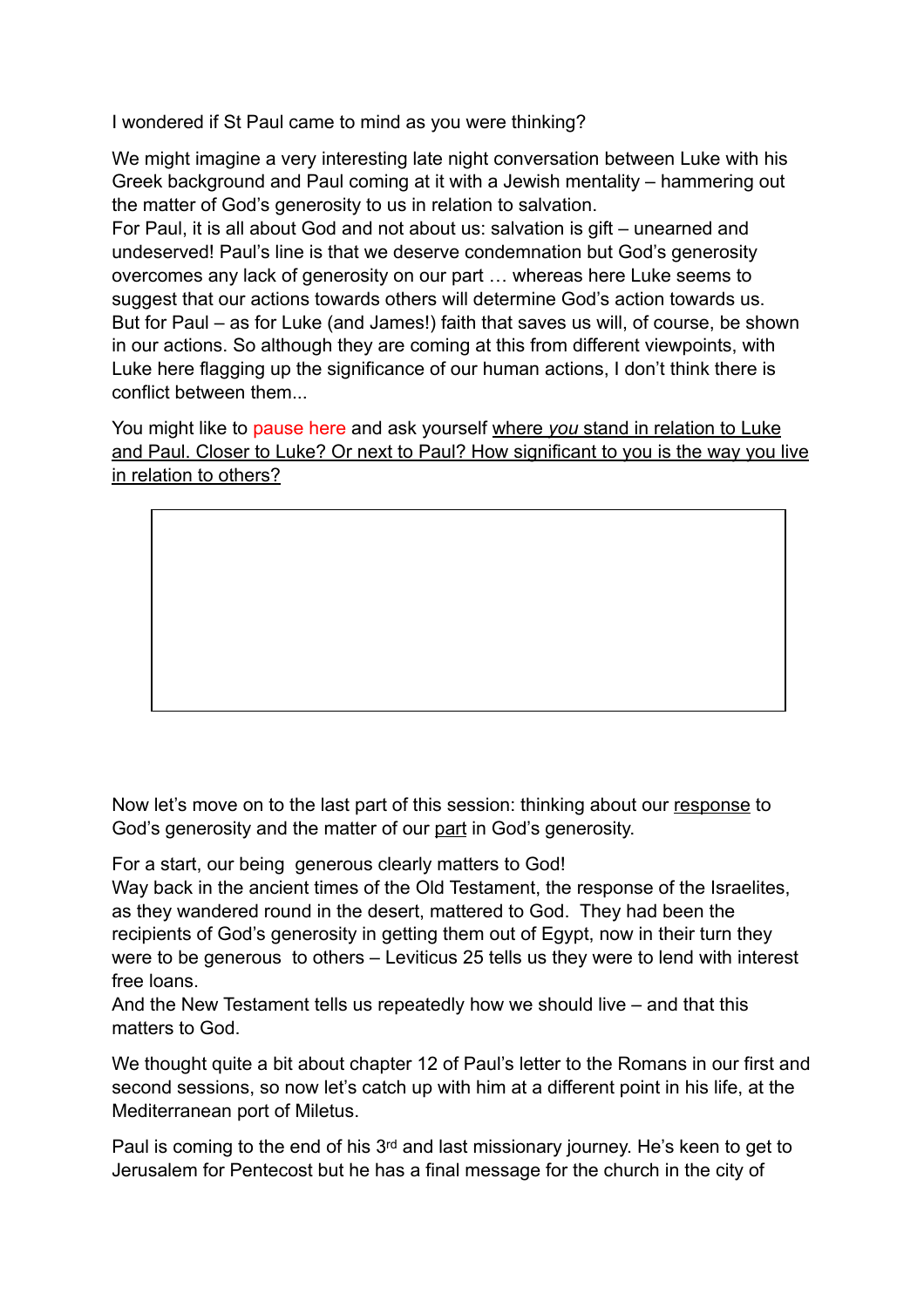I wondered if St Paul came to mind as you were thinking?

We might imagine a very interesting late night conversation between Luke with his Greek background and Paul coming at it with a Jewish mentality – hammering out the matter of God's generosity to us in relation to salvation.
For Paul, it is all about God and not about us: salvation is gift – unearned and undeserved! Paul's line is that we deserve condemnation but God's generosity overcomes any lack of generosity on our part … whereas here Luke seems to suggest that our actions towards others will determine God's action towards us.
But for Paul – as for Luke (and James!) faith that saves us will, of course, be shown in our actions. So although they are coming at this from different viewpoints, with Luke here flagging up the significance of our human actions, I don't think there is conflict between them...

You might like to pause here and ask yourself <u>where *you* stand in relation to Luke and Paul. Closer to Luke? Or next to Paul? How significant to you is the way you live in relation to others?</u>

Now let's move on to the last part of this session: thinking about our <u>response</u> to God's generosity and the matter of our <u>part</u> in God's generosity.

For a start, our being generous clearly matters to God!
Way back in the ancient times of the Old Testament, the response of the Israelites, as they wandered round in the desert, mattered to God. They had been the recipients of God's generosity in getting them out of Egypt, now in their turn they were to be generous to others – Leviticus 25 tells us they were to lend with interest free loans.
And the New Testament tells us repeatedly how we should live – and that this matters to God.

We thought quite a bit about chapter 12 of Paul's letter to the Romans in our first and second sessions, so now let's catch up with him at a different point in his life, at the Mediterranean port of Miletus.

Paul is coming to the end of his 3rd and last missionary journey. He's keen to get to Jerusalem for Pentecost but he has a final message for the church in the city of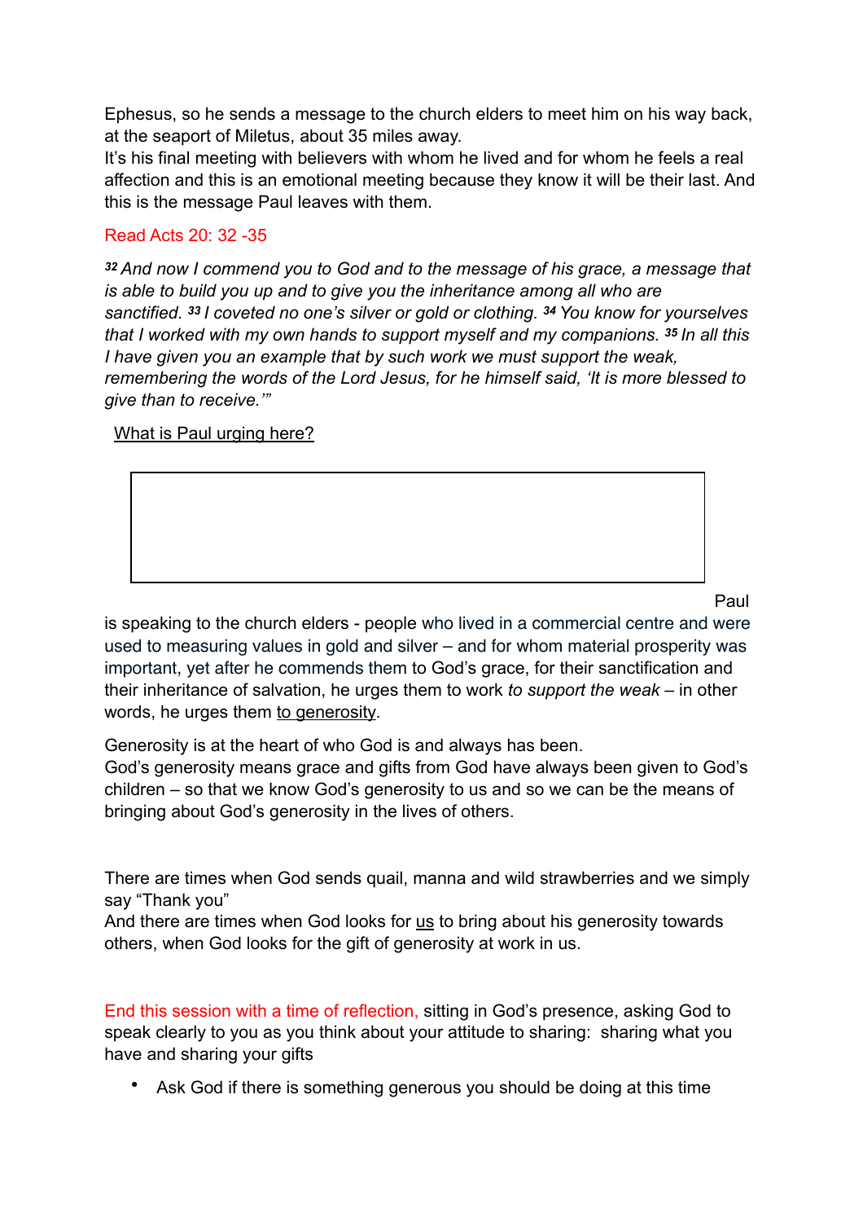Ephesus, so he sends a message to the church elders to meet him on his way back, at the seaport of Miletus, about 35 miles away.
It's his final meeting with believers with whom he lived and for whom he feels a real affection and this is an emotional meeting because they know it will be their last. And this is the message Paul leaves with them.

Read Acts 20: 32 -35

*[32] And now I commend you to God and to the message of his grace, a message that is able to build you up and to give you the inheritance among all who are sanctified. [33] I coveted no one's silver or gold or clothing. [34] You know for yourselves that I worked with my own hands to support myself and my companions. [35] In all this I have given you an example that by such work we must support the weak, remembering the words of the Lord Jesus, for he himself said, 'It is more blessed to give than to receive.'"*

What is Paul urging here?

|  |
|---|
|  |

Paul is speaking to the church elders - people who lived in a commercial centre and were used to measuring values in gold and silver – and for whom material prosperity was important, yet after he commends them to God's grace, for their sanctification and their inheritance of salvation, he urges them to work *to support the weak* – in other words, he urges them to generosity*.*

Generosity is at the heart of who God is and always has been.
God's generosity means grace and gifts from God have always been given to God's children – so that we know God's generosity to us and so we can be the means of bringing about God's generosity in the lives of others.

There are times when God sends quail, manna and wild strawberries and we simply say "Thank you"
And there are times when God looks for us to bring about his generosity towards others, when God looks for the gift of generosity at work in us.

End this session with a time of reflection, sitting in God's presence, asking God to speak clearly to you as you think about your attitude to sharing: sharing what you have and sharing your gifts

- Ask God if there is something generous you should be doing at this time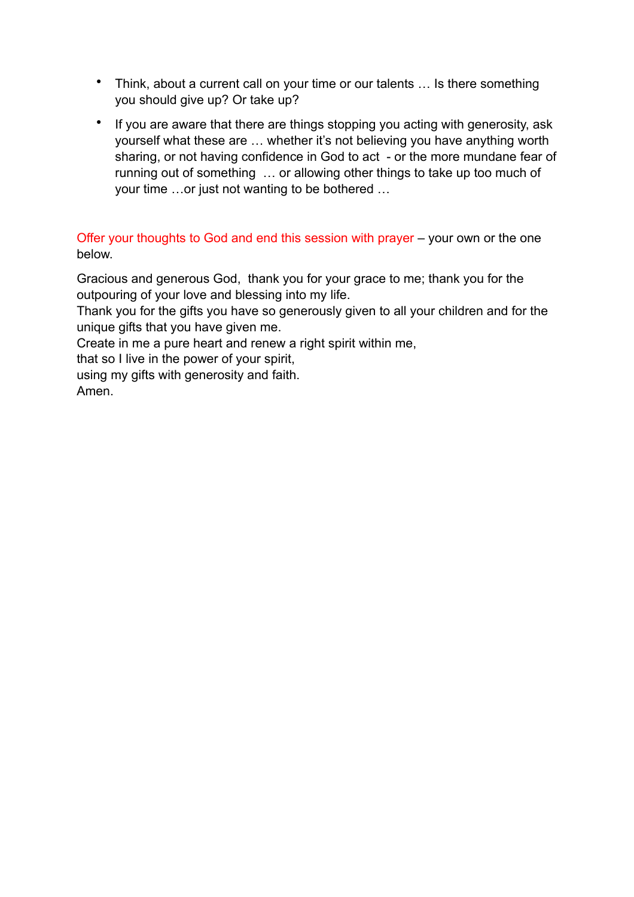- Think, about a current call on your time or our talents … Is there something you should give up? Or take up?
- If you are aware that there are things stopping you acting with generosity, ask yourself what these are … whether it's not believing you have anything worth sharing, or not having confidence in God to act - or the more mundane fear of running out of something … or allowing other things to take up too much of your time …or just not wanting to be bothered …

Offer your thoughts to God and end this session with prayer – your own or the one below.

Gracious and generous God, thank you for your grace to me; thank you for the outpouring of your love and blessing into my life.
Thank you for the gifts you have so generously given to all your children and for the unique gifts that you have given me.
Create in me a pure heart and renew a right spirit within me,
that so I live in the power of your spirit,
using my gifts with generosity and faith.
Amen.